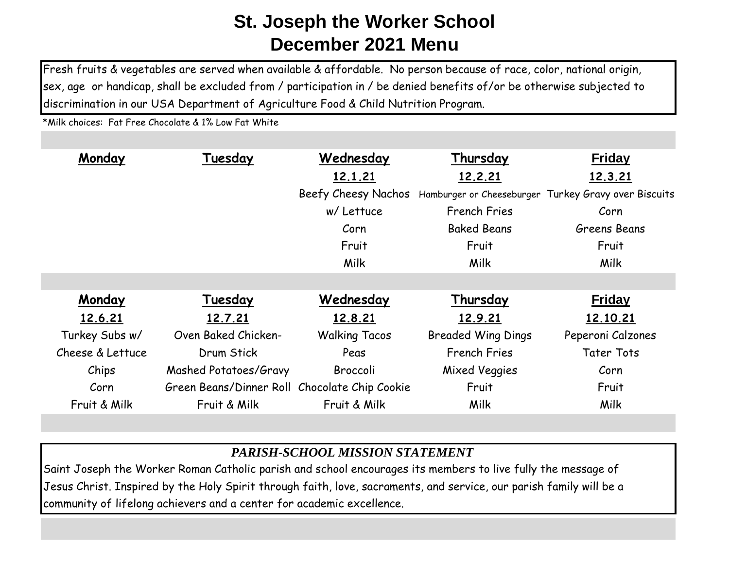# St. Joseph the Worker School
# December 2021 Menu

Fresh fruits & vegetables are served when available & affordable. No person because of race, color, national origin, sex, age or handicap, shall be excluded from / participation in / be denied benefits of/or be otherwise subjected to discrimination in our USA Department of Agriculture Food & Child Nutrition Program.

*Milk choices: Fat Free Chocolate & 1% Low Fat White

| **Monday** | **Tuesday** | **Wednesday** | **Thursday** | **Friday** |
|---|---|---|---|---|
| | | **12.1.21** | **12.2.21** | **12.3.21** |
| | | Beefy Cheesy Nachos | Hamburger or Cheeseburger | Turkey Gravy over Biscuits |
| | | w/ Lettuce | French Fries | Corn |
| | | Corn | Baked Beans | Greens Beans |
| | | Fruit | Fruit | Fruit |
| | | Milk | Milk | Milk |

| **Monday** | **Tuesday** | **Wednesday** | **Thursday** | **Friday** |
|---|---|---|---|---|
| **12.6.21** | **12.7.21** | **12.8.21** | **12.9.21** | **12.10.21** |
| Turkey Subs w/ | Oven Baked Chicken- | Walking Tacos | Breaded Wing Dings | Peperoni Calzones |
| Cheese & Lettuce | Drum Stick | Peas | French Fries | Tater Tots |
| Chips | Mashed Potatoes/Gravy | Broccoli | Mixed Veggies | Corn |
| Corn | Green Beans/Dinner Roll | Chocolate Chip Cookie | Fruit | Fruit |
| Fruit & Milk | Fruit & Milk | Fruit & Milk | Milk | Milk |

***PARISH-SCHOOL MISSION STATEMENT***

Saint Joseph the Worker Roman Catholic parish and school encourages its members to live fully the message of Jesus Christ. Inspired by the Holy Spirit through faith, love, sacraments, and service, our parish family will be a community of lifelong achievers and a center for academic excellence.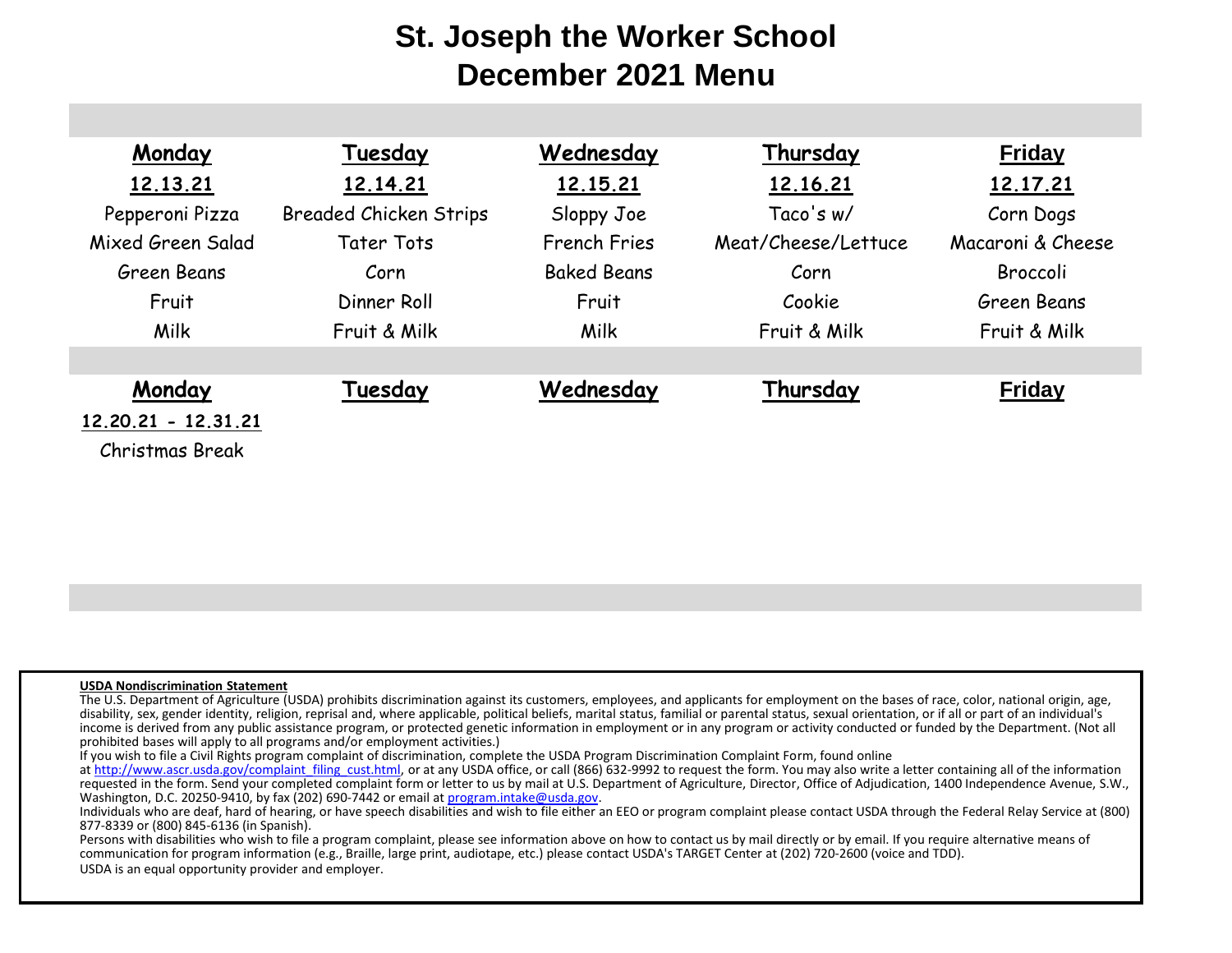# St. Joseph the Worker School
# December 2021 Menu

| Monday | Tuesday | Wednesday | Thursday | Friday |
|---|---|---|---|---|
| **12.13.21** | **12.14.21** | **12.15.21** | **12.16.21** | **12.17.21** |
| Pepperoni Pizza | Breaded Chicken Strips | Sloppy Joe | Taco's w/ | Corn Dogs |
| Mixed Green Salad | Tater Tots | French Fries | Meat/Cheese/Lettuce | Macaroni & Cheese |
| Green Beans | Corn | Baked Beans | Corn | Broccoli |
| Fruit | Dinner Roll | Fruit | Cookie | Green Beans |
| Milk | Fruit & Milk | Milk | Fruit & Milk | Fruit & Milk |

| Monday | Tuesday | Wednesday | Thursday | Friday |
|---|---|---|---|---|
| **12.20.21 - 12.31.21** | | | | |
| Christmas Break | | | | |

**USDA Nondiscrimination Statement**

The U.S. Department of Agriculture (USDA) prohibits discrimination against its customers, employees, and applicants for employment on the bases of race, color, national origin, age, disability, sex, gender identity, religion, reprisal and, where applicable, political beliefs, marital status, familial or parental status, sexual orientation, or if all or part of an individual's income is derived from any public assistance program, or protected genetic information in employment or in any program or activity conducted or funded by the Department. (Not all prohibited bases will apply to all programs and/or employment activities.)

If you wish to file a Civil Rights program complaint of discrimination, complete the USDA Program Discrimination Complaint Form, found online at http://www.ascr.usda.gov/complaint_filing_cust.html, or at any USDA office, or call (866) 632-9992 to request the form. You may also write a letter containing all of the information requested in the form. Send your completed complaint form or letter to us by mail at U.S. Department of Agriculture, Director, Office of Adjudication, 1400 Independence Avenue, S.W., Washington, D.C. 20250-9410, by fax (202) 690-7442 or email at program.intake@usda.gov.

Individuals who are deaf, hard of hearing, or have speech disabilities and wish to file either an EEO or program complaint please contact USDA through the Federal Relay Service at (800) 877-8339 or (800) 845-6136 (in Spanish).

Persons with disabilities who wish to file a program complaint, please see information above on how to contact us by mail directly or by email. If you require alternative means of communication for program information (e.g., Braille, large print, audiotape, etc.) please contact USDA's TARGET Center at (202) 720-2600 (voice and TDD).

USDA is an equal opportunity provider and employer.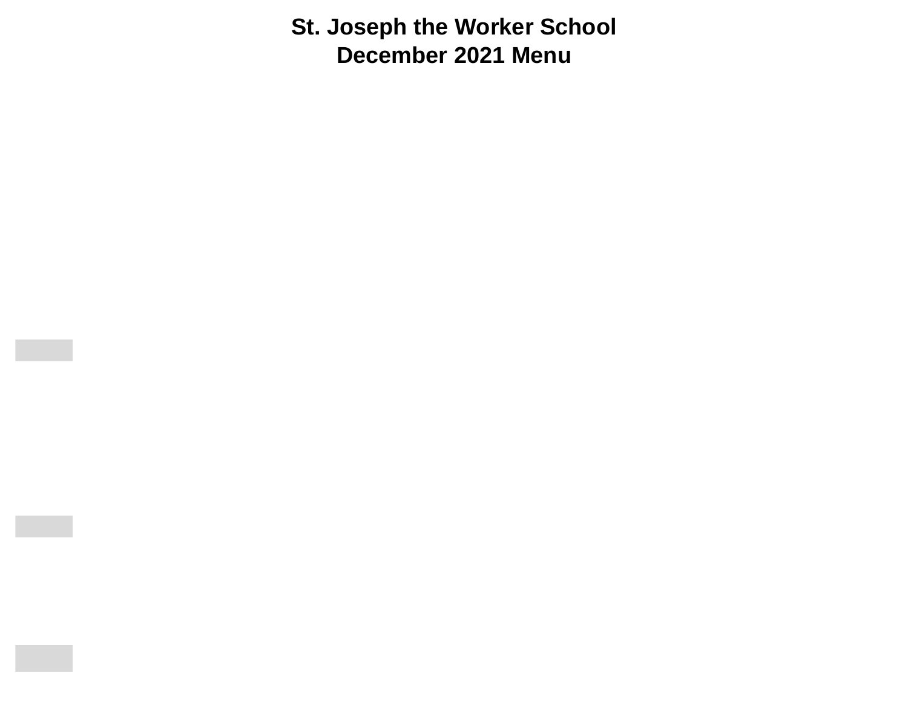# St. Joseph the Worker School
# December 2021 Menu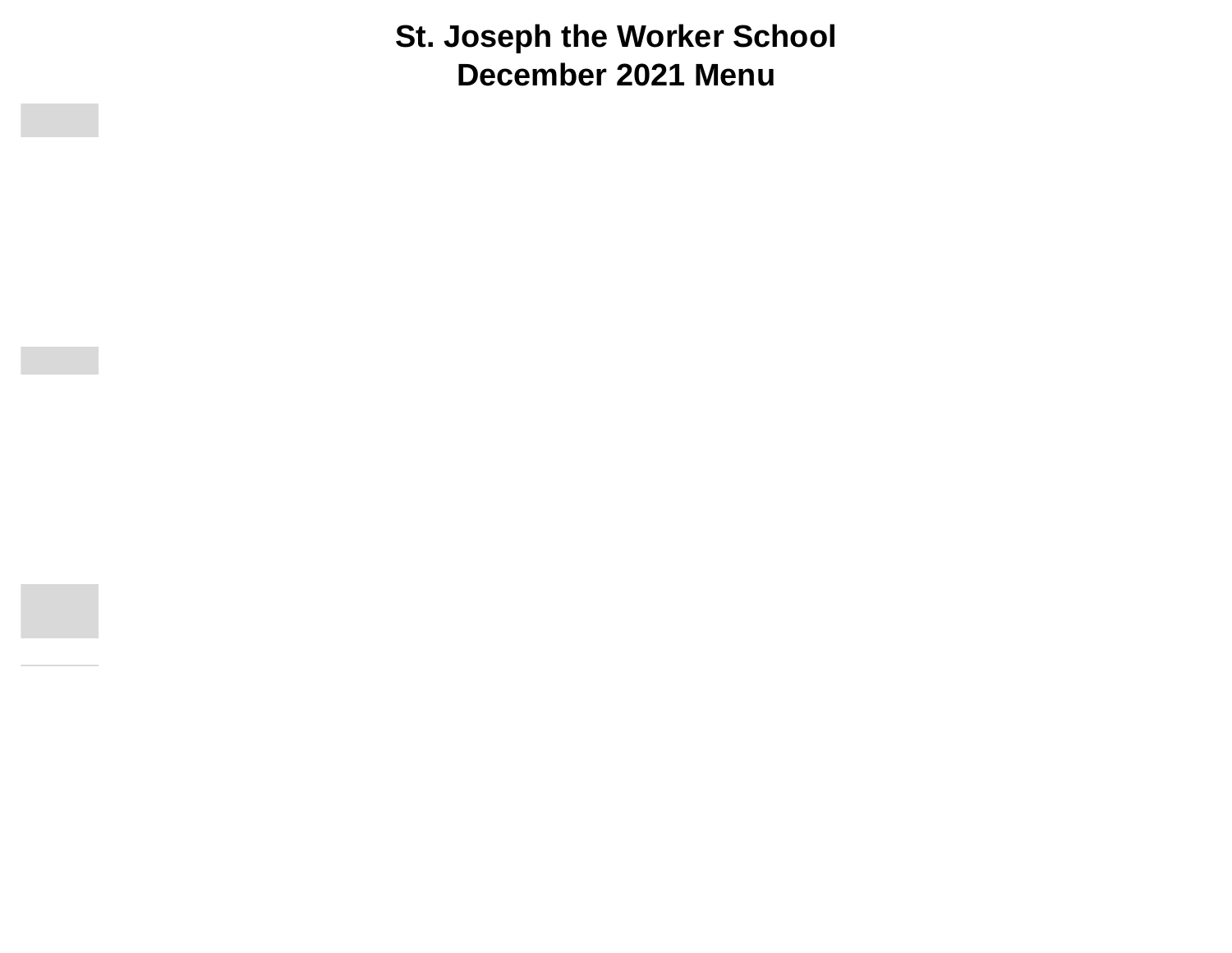# St. Joseph the Worker School
# December 2021 Menu